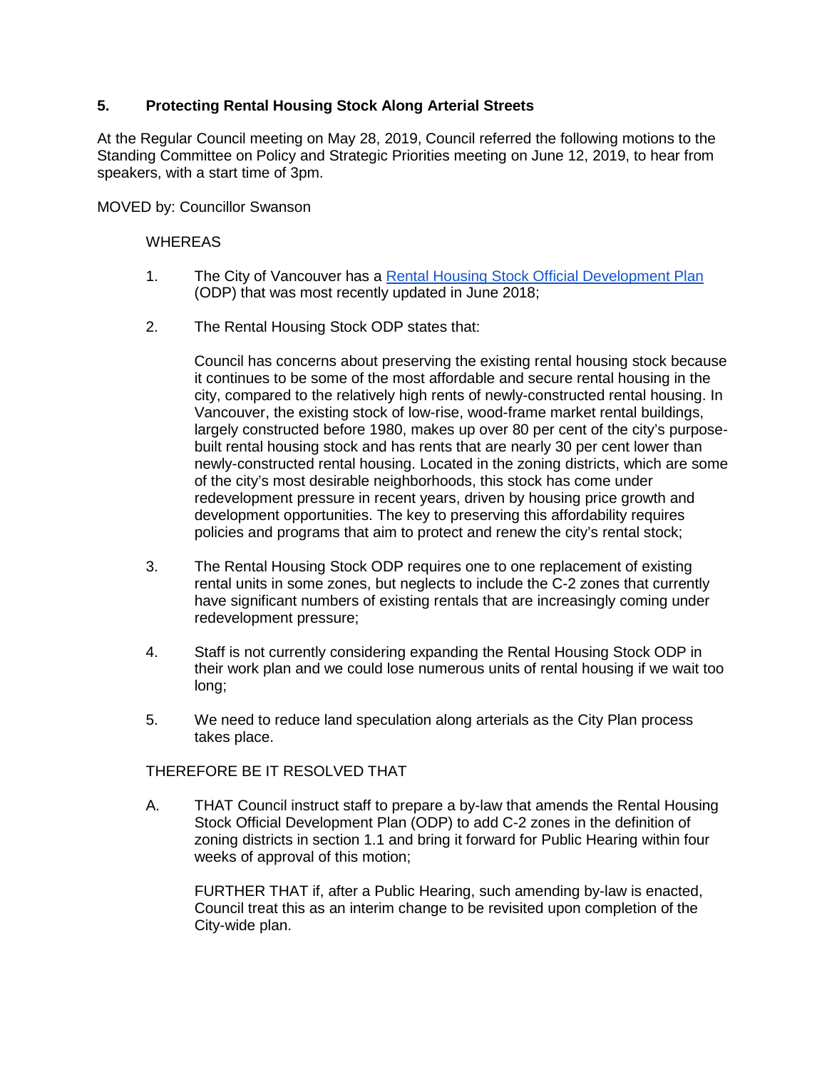## 5. Protecting Rental Housing Stock Along Arterial Streets

At the Regular Council meeting on May 28, 2019, Council referred the following motions to the Standing Committee on Policy and Strategic Priorities meeting on June 12, 2019, to hear from speakers, with a start time of 3pm.

MOVED by: Councillor Swanson

WHEREAS

1. The City of Vancouver has a Rental Housing Stock Official Development Plan (ODP) that was most recently updated in June 2018;

2. The Rental Housing Stock ODP states that:

   Council has concerns about preserving the existing rental housing stock because it continues to be some of the most affordable and secure rental housing in the city, compared to the relatively high rents of newly-constructed rental housing. In Vancouver, the existing stock of low-rise, wood-frame market rental buildings, largely constructed before 1980, makes up over 80 per cent of the city's purpose-built rental housing stock and has rents that are nearly 30 per cent lower than newly-constructed rental housing. Located in the zoning districts, which are some of the city's most desirable neighborhoods, this stock has come under redevelopment pressure in recent years, driven by housing price growth and development opportunities. The key to preserving this affordability requires policies and programs that aim to protect and renew the city's rental stock;

3. The Rental Housing Stock ODP requires one to one replacement of existing rental units in some zones, but neglects to include the C-2 zones that currently have significant numbers of existing rentals that are increasingly coming under redevelopment pressure;

4. Staff is not currently considering expanding the Rental Housing Stock ODP in their work plan and we could lose numerous units of rental housing if we wait too long;

5. We need to reduce land speculation along arterials as the City Plan process takes place.

THEREFORE BE IT RESOLVED THAT

A. THAT Council instruct staff to prepare a by-law that amends the Rental Housing Stock Official Development Plan (ODP) to add C-2 zones in the definition of zoning districts in section 1.1 and bring it forward for Public Hearing within four weeks of approval of this motion;

   FURTHER THAT if, after a Public Hearing, such amending by-law is enacted, Council treat this as an interim change to be revisited upon completion of the City-wide plan.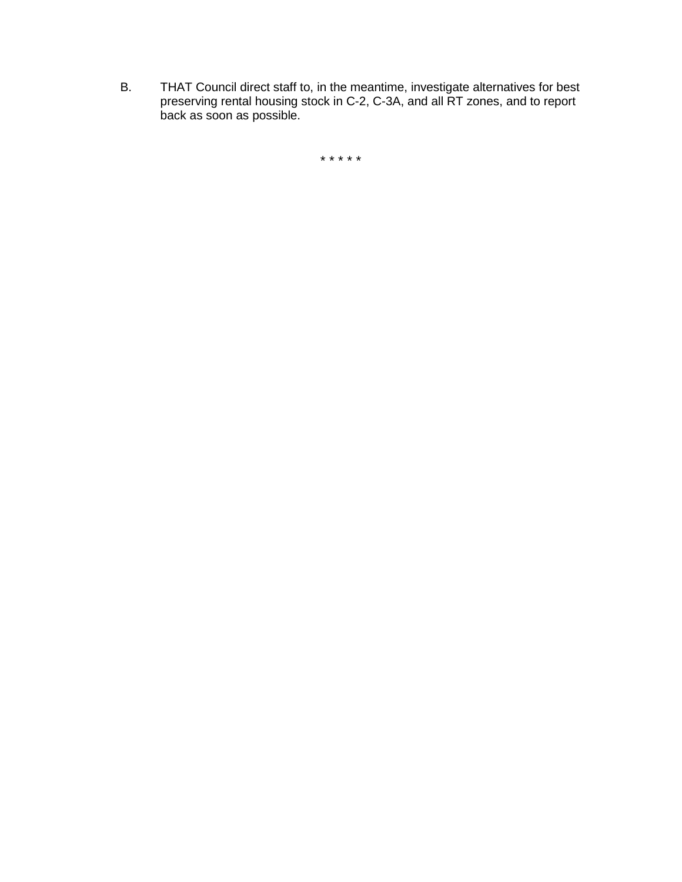B. THAT Council direct staff to, in the meantime, investigate alternatives for best preserving rental housing stock in C-2, C-3A, and all RT zones, and to report back as soon as possible.

* * * * *